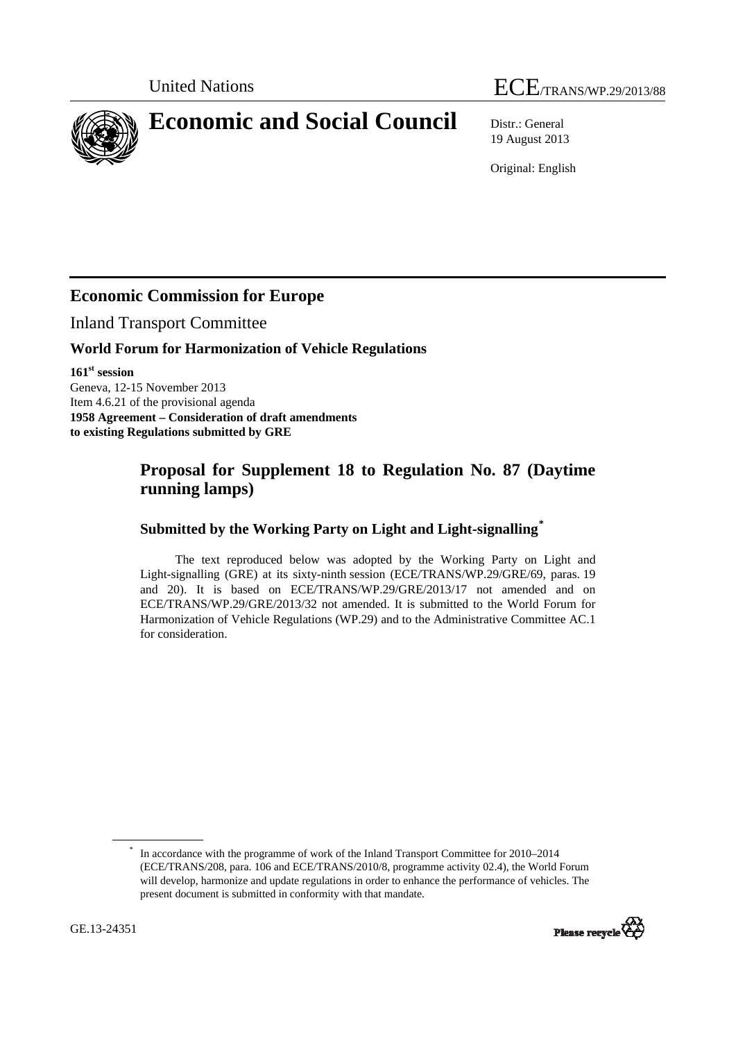United Nations

# ECE/TRANS/WP.29/2013/88

# Economic and Social Council

Distr.: General
19 August 2013

Original: English

## Economic Commission for Europe

Inland Transport Committee

### World Forum for Harmonization of Vehicle Regulations

**161st session**
Geneva, 12-15 November 2013
Item 4.6.21 of the provisional agenda
**1958 Agreement – Consideration of draft amendments to existing Regulations submitted by GRE**

## Proposal for Supplement 18 to Regulation No. 87 (Daytime running lamps)

### Submitted by the Working Party on Light and Light-signalling*

The text reproduced below was adopted by the Working Party on Light and Light-signalling (GRE) at its sixty-ninth session (ECE/TRANS/WP.29/GRE/69, paras. 19 and 20). It is based on ECE/TRANS/WP.29/GRE/2013/17 not amended and on ECE/TRANS/WP.29/GRE/2013/32 not amended. It is submitted to the World Forum for Harmonization of Vehicle Regulations (WP.29) and to the Administrative Committee AC.1 for consideration.

* In accordance with the programme of work of the Inland Transport Committee for 2010–2014 (ECE/TRANS/208, para. 106 and ECE/TRANS/2010/8, programme activity 02.4), the World Forum will develop, harmonize and update regulations in order to enhance the performance of vehicles. The present document is submitted in conformity with that mandate.

GE.13-24351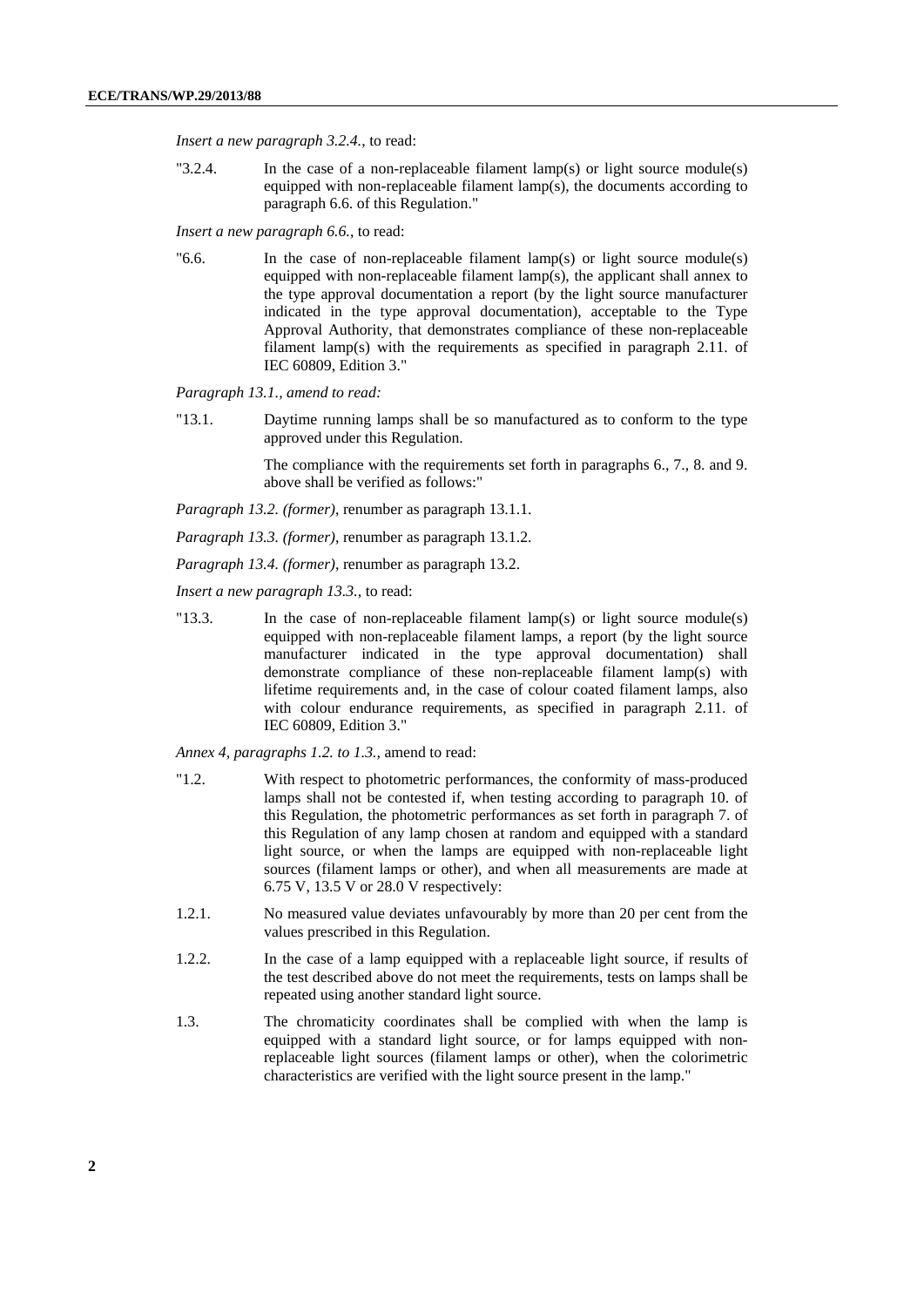*Insert a new paragraph 3.2.4.*, to read:

"3.2.4. In the case of a non-replaceable filament lamp(s) or light source module(s) equipped with non-replaceable filament lamp(s), the documents according to paragraph 6.6. of this Regulation."

*Insert a new paragraph 6.6.*, to read:

"6.6. In the case of non-replaceable filament lamp(s) or light source module(s) equipped with non-replaceable filament lamp(s), the applicant shall annex to the type approval documentation a report (by the light source manufacturer indicated in the type approval documentation), acceptable to the Type Approval Authority, that demonstrates compliance of these non-replaceable filament lamp(s) with the requirements as specified in paragraph 2.11. of IEC 60809, Edition 3."

*Paragraph 13.1., amend to read:*

"13.1. Daytime running lamps shall be so manufactured as to conform to the type approved under this Regulation.

The compliance with the requirements set forth in paragraphs 6., 7., 8. and 9. above shall be verified as follows:"

*Paragraph 13.2. (former)*, renumber as paragraph 13.1.1.

*Paragraph 13.3. (former)*, renumber as paragraph 13.1.2.

*Paragraph 13.4. (former)*, renumber as paragraph 13.2.

*Insert a new paragraph 13.3.,* to read:

"13.3. In the case of non-replaceable filament lamp(s) or light source module(s) equipped with non-replaceable filament lamps, a report (by the light source manufacturer indicated in the type approval documentation) shall demonstrate compliance of these non-replaceable filament lamp(s) with lifetime requirements and, in the case of colour coated filament lamps, also with colour endurance requirements, as specified in paragraph 2.11. of IEC 60809, Edition 3."

*Annex 4, paragraphs 1.2. to 1.3.,* amend to read:

"1.2. With respect to photometric performances, the conformity of mass-produced lamps shall not be contested if, when testing according to paragraph 10. of this Regulation, the photometric performances as set forth in paragraph 7. of this Regulation of any lamp chosen at random and equipped with a standard light source, or when the lamps are equipped with non-replaceable light sources (filament lamps or other), and when all measurements are made at 6.75 V, 13.5 V or 28.0 V respectively:

1.2.1. No measured value deviates unfavourably by more than 20 per cent from the values prescribed in this Regulation.

1.2.2. In the case of a lamp equipped with a replaceable light source, if results of the test described above do not meet the requirements, tests on lamps shall be repeated using another standard light source.

1.3. The chromaticity coordinates shall be complied with when the lamp is equipped with a standard light source, or for lamps equipped with non-replaceable light sources (filament lamps or other), when the colorimetric characteristics are verified with the light source present in the lamp."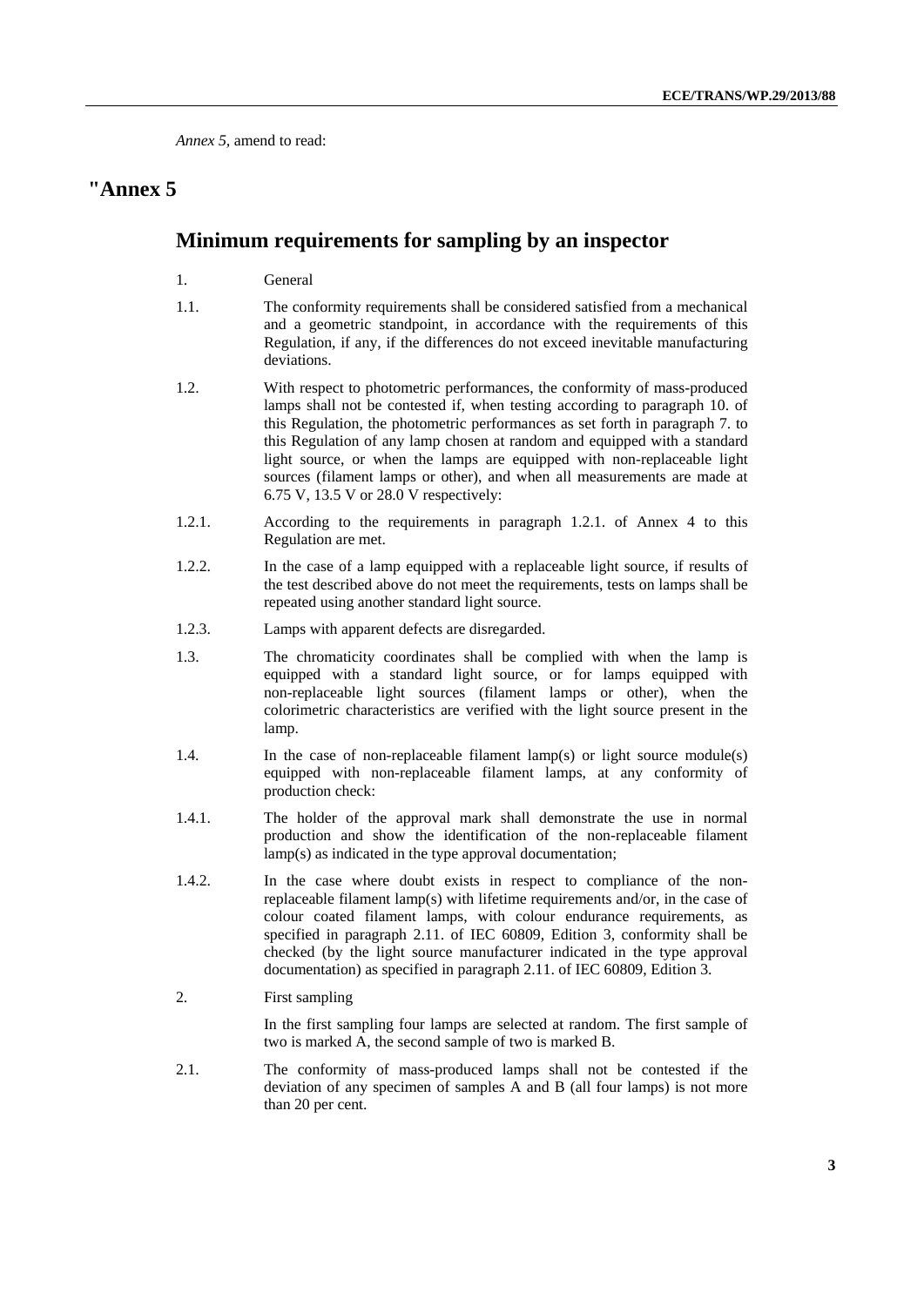*Annex 5*, amend to read:

# "Annex 5

## Minimum requirements for sampling by an inspector

1. General

1.1. The conformity requirements shall be considered satisfied from a mechanical and a geometric standpoint, in accordance with the requirements of this Regulation, if any, if the differences do not exceed inevitable manufacturing deviations.

1.2. With respect to photometric performances, the conformity of mass-produced lamps shall not be contested if, when testing according to paragraph 10. of this Regulation, the photometric performances as set forth in paragraph 7. to this Regulation of any lamp chosen at random and equipped with a standard light source, or when the lamps are equipped with non-replaceable light sources (filament lamps or other), and when all measurements are made at 6.75 V, 13.5 V or 28.0 V respectively:

1.2.1. According to the requirements in paragraph 1.2.1. of Annex 4 to this Regulation are met.

1.2.2. In the case of a lamp equipped with a replaceable light source, if results of the test described above do not meet the requirements, tests on lamps shall be repeated using another standard light source.

1.2.3. Lamps with apparent defects are disregarded.

1.3. The chromaticity coordinates shall be complied with when the lamp is equipped with a standard light source, or for lamps equipped with non-replaceable light sources (filament lamps or other), when the colorimetric characteristics are verified with the light source present in the lamp.

1.4. In the case of non-replaceable filament lamp(s) or light source module(s) equipped with non-replaceable filament lamps, at any conformity of production check:

1.4.1. The holder of the approval mark shall demonstrate the use in normal production and show the identification of the non-replaceable filament lamp(s) as indicated in the type approval documentation;

1.4.2. In the case where doubt exists in respect to compliance of the non-replaceable filament lamp(s) with lifetime requirements and/or, in the case of colour coated filament lamps, with colour endurance requirements, as specified in paragraph 2.11. of IEC 60809, Edition 3, conformity shall be checked (by the light source manufacturer indicated in the type approval documentation) as specified in paragraph 2.11. of IEC 60809, Edition 3.

2. First sampling

In the first sampling four lamps are selected at random. The first sample of two is marked A, the second sample of two is marked B.

2.1. The conformity of mass-produced lamps shall not be contested if the deviation of any specimen of samples A and B (all four lamps) is not more than 20 per cent.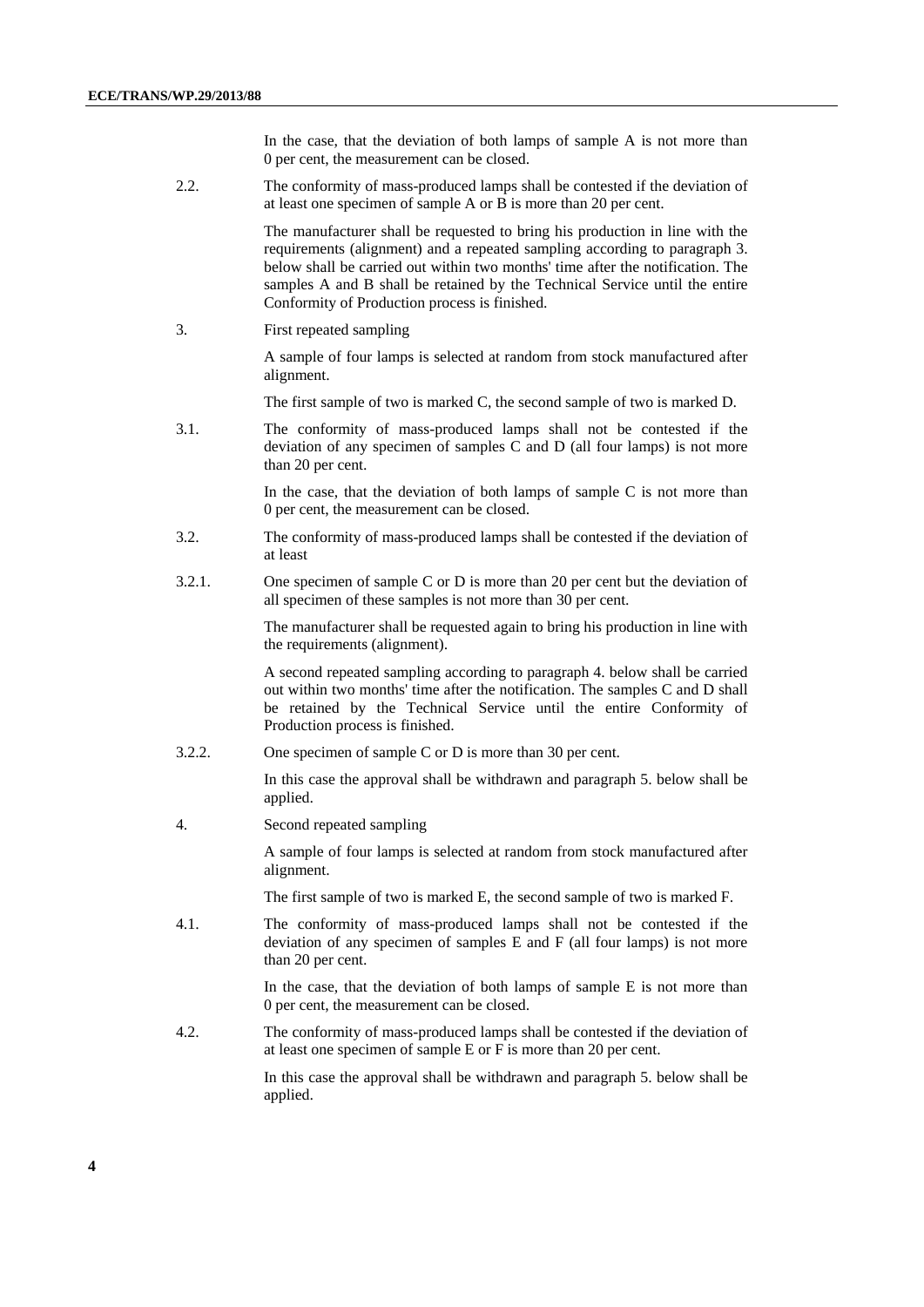In the case, that the deviation of both lamps of sample A is not more than 0 per cent, the measurement can be closed.

2.2. The conformity of mass-produced lamps shall be contested if the deviation of at least one specimen of sample A or B is more than 20 per cent.

The manufacturer shall be requested to bring his production in line with the requirements (alignment) and a repeated sampling according to paragraph 3. below shall be carried out within two months' time after the notification. The samples A and B shall be retained by the Technical Service until the entire Conformity of Production process is finished.

3. First repeated sampling

A sample of four lamps is selected at random from stock manufactured after alignment.

The first sample of two is marked C, the second sample of two is marked D.

3.1. The conformity of mass-produced lamps shall not be contested if the deviation of any specimen of samples C and D (all four lamps) is not more than 20 per cent.

In the case, that the deviation of both lamps of sample C is not more than 0 per cent, the measurement can be closed.

3.2. The conformity of mass-produced lamps shall be contested if the deviation of at least

3.2.1. One specimen of sample C or D is more than 20 per cent but the deviation of all specimen of these samples is not more than 30 per cent.

The manufacturer shall be requested again to bring his production in line with the requirements (alignment).

A second repeated sampling according to paragraph 4. below shall be carried out within two months' time after the notification. The samples C and D shall be retained by the Technical Service until the entire Conformity of Production process is finished.

3.2.2. One specimen of sample C or D is more than 30 per cent.

In this case the approval shall be withdrawn and paragraph 5. below shall be applied.

4. Second repeated sampling

A sample of four lamps is selected at random from stock manufactured after alignment.

The first sample of two is marked E, the second sample of two is marked F.

4.1. The conformity of mass-produced lamps shall not be contested if the deviation of any specimen of samples E and F (all four lamps) is not more than 20 per cent.

In the case, that the deviation of both lamps of sample E is not more than 0 per cent, the measurement can be closed.

4.2. The conformity of mass-produced lamps shall be contested if the deviation of at least one specimen of sample E or F is more than 20 per cent.

In this case the approval shall be withdrawn and paragraph 5. below shall be applied.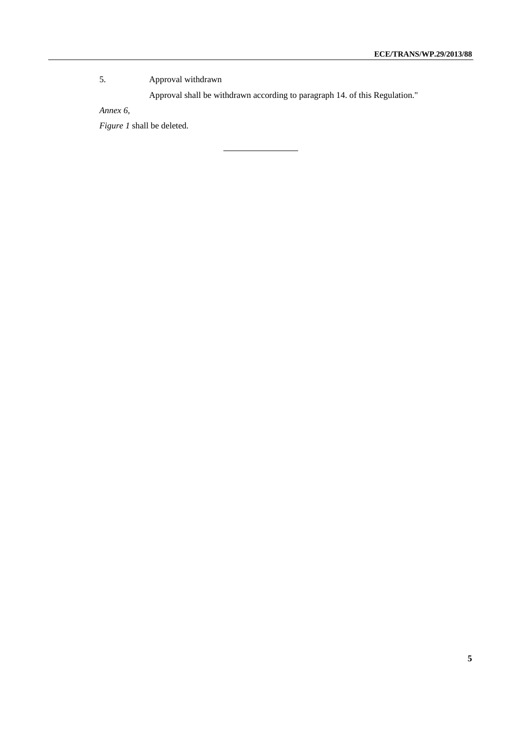5. Approval withdrawn

Approval shall be withdrawn according to paragraph 14. of this Regulation."

*Annex 6,*

*Figure 1* shall be deleted.